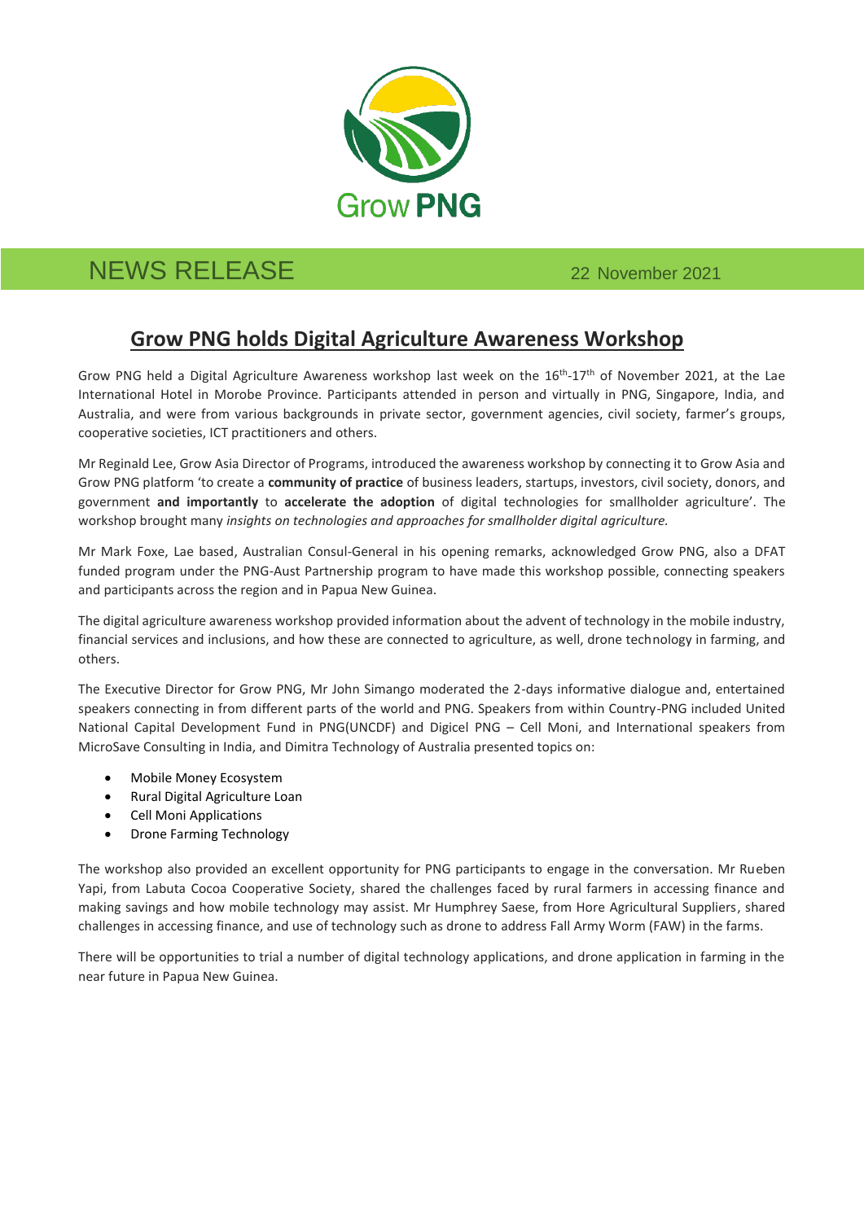Grow PNG

NEWS RELEASE 22 November 2021

# Grow PNG holds Digital Agriculture Awareness Workshop

Grow PNG held a Digital Agriculture Awareness workshop last week on the 16th-17th of November 2021, at the Lae International Hotel in Morobe Province. Participants attended in person and virtually in PNG, Singapore, India, and Australia, and were from various backgrounds in private sector, government agencies, civil society, farmer's groups, cooperative societies, ICT practitioners and others.

Mr Reginald Lee, Grow Asia Director of Programs, introduced the awareness workshop by connecting it to Grow Asia and Grow PNG platform 'to create a **community of practice** of business leaders, startups, investors, civil society, donors, and government **and importantly** to **accelerate the adoption** of digital technologies for smallholder agriculture'. The workshop brought many *insights on technologies and approaches for smallholder digital agriculture.*

Mr Mark Foxe, Lae based, Australian Consul-General in his opening remarks, acknowledged Grow PNG, also a DFAT funded program under the PNG-Aust Partnership program to have made this workshop possible, connecting speakers and participants across the region and in Papua New Guinea.

The digital agriculture awareness workshop provided information about the advent of technology in the mobile industry, financial services and inclusions, and how these are connected to agriculture, as well, drone technology in farming, and others.

The Executive Director for Grow PNG, Mr John Simango moderated the 2-days informative dialogue and, entertained speakers connecting in from different parts of the world and PNG. Speakers from within Country-PNG included United National Capital Development Fund in PNG(UNCDF) and Digicel PNG – Cell Moni, and International speakers from MicroSave Consulting in India, and Dimitra Technology of Australia presented topics on:

- Mobile Money Ecosystem
- Rural Digital Agriculture Loan
- Cell Moni Applications
- Drone Farming Technology

The workshop also provided an excellent opportunity for PNG participants to engage in the conversation. Mr Rueben Yapi, from Labuta Cocoa Cooperative Society, shared the challenges faced by rural farmers in accessing finance and making savings and how mobile technology may assist. Mr Humphrey Saese, from Hore Agricultural Suppliers, shared challenges in accessing finance, and use of technology such as drone to address Fall Army Worm (FAW) in the farms.

There will be opportunities to trial a number of digital technology applications, and drone application in farming in the near future in Papua New Guinea.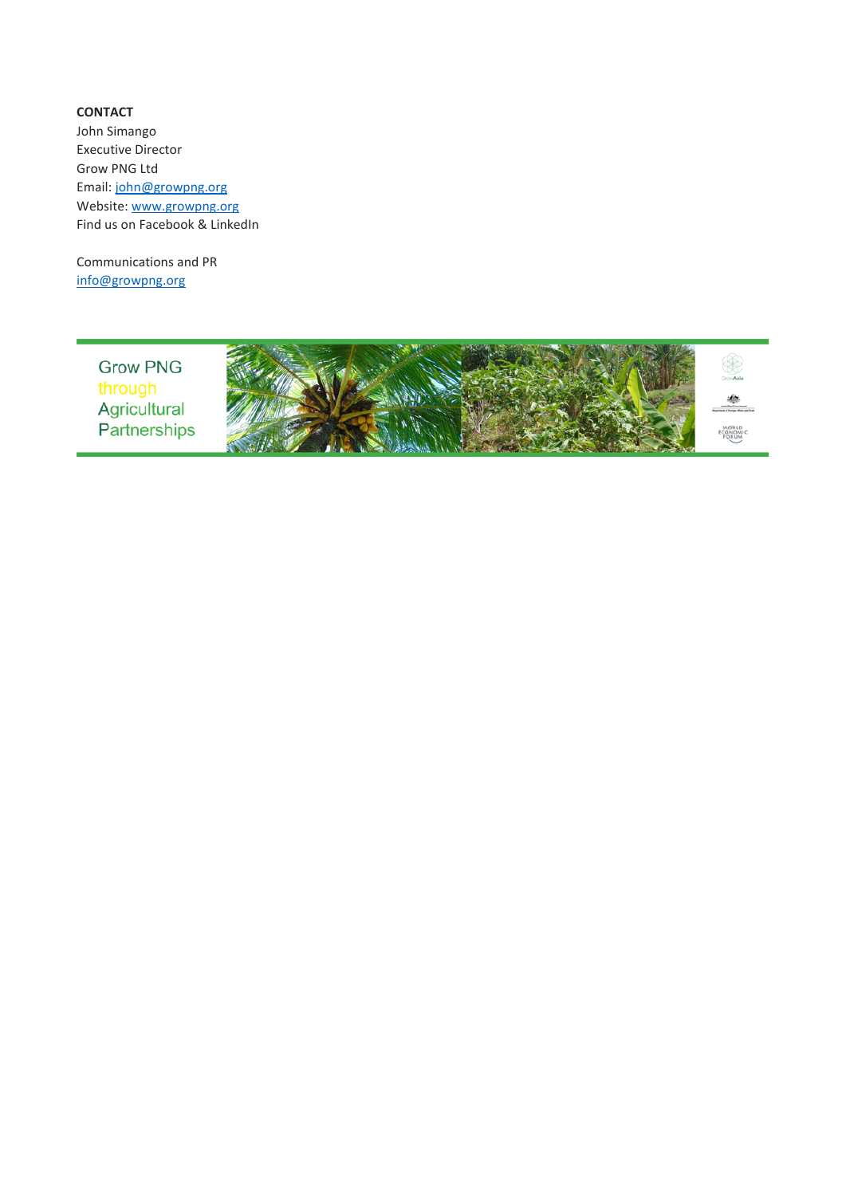**CONTACT**
John Simango
Executive Director
Grow PNG Ltd
Email: john@growpng.org
Website: www.growpng.org
Find us on Facebook & LinkedIn

Communications and PR
info@growpng.org

Grow PNG through Agricultural Partnerships